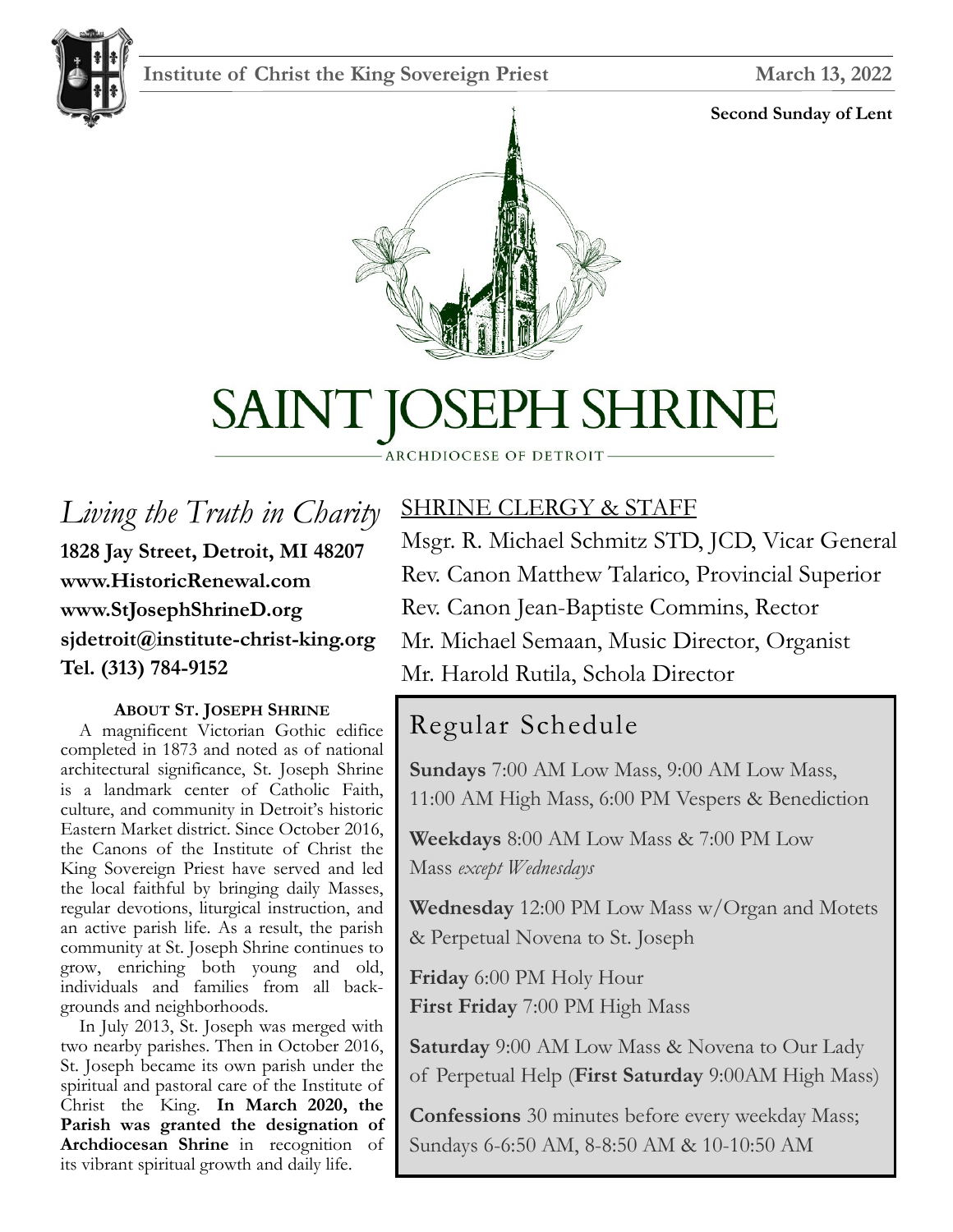**Institute of Christ the King Sovereign Priest** **March 13, 2022**

**Second Sunday of Lent**

# SAINT JOSEPH SHRINE

ARCHDIOCESE OF DETROIT

## *Living the Truth in Charity*

**1828 Jay Street, Detroit, MI 48207**
**www.HistoricRenewal.com**
**www.StJosephShrineD.org**
**sjdetroit@institute-christ-king.org**
**Tel. (313) 784-9152**

### ABOUT ST. JOSEPH SHRINE

A magnificent Victorian Gothic edifice completed in 1873 and noted as of national architectural significance, St. Joseph Shrine is a landmark center of Catholic Faith, culture, and community in Detroit's historic Eastern Market district. Since October 2016, the Canons of the Institute of Christ the King Sovereign Priest have served and led the local faithful by bringing daily Masses, regular devotions, liturgical instruction, and an active parish life. As a result, the parish community at St. Joseph Shrine continues to grow, enriching both young and old, individuals and families from all backgrounds and neighborhoods.

In July 2013, St. Joseph was merged with two nearby parishes. Then in October 2016, St. Joseph became its own parish under the spiritual and pastoral care of the Institute of Christ the King. **In March 2020, the Parish was granted the designation of Archdiocesan Shrine** in recognition of its vibrant spiritual growth and daily life.

## SHRINE CLERGY & STAFF

Msgr. R. Michael Schmitz STD, JCD, Vicar General
Rev. Canon Matthew Talarico, Provincial Superior
Rev. Canon Jean-Baptiste Commins, Rector
Mr. Michael Semaan, Music Director, Organist
Mr. Harold Rutila, Schola Director

## Regular Schedule

**Sundays** 7:00 AM Low Mass, 9:00 AM Low Mass, 11:00 AM High Mass, 6:00 PM Vespers & Benediction

**Weekdays** 8:00 AM Low Mass & 7:00 PM Low Mass *except Wednesdays*

**Wednesday** 12:00 PM Low Mass w/Organ and Motets & Perpetual Novena to St. Joseph

**Friday** 6:00 PM Holy Hour
**First Friday** 7:00 PM High Mass

**Saturday** 9:00 AM Low Mass & Novena to Our Lady of Perpetual Help (**First Saturday** 9:00AM High Mass)

**Confessions** 30 minutes before every weekday Mass; Sundays 6-6:50 AM, 8-8:50 AM & 10-10:50 AM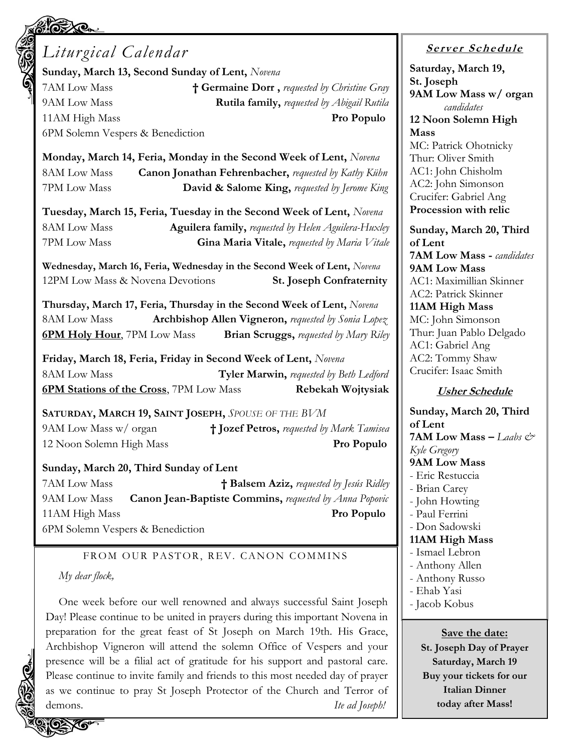## *Liturgical Calendar*

**Sunday, March 13, Second Sunday of Lent,** *Novena*
7AM Low Mass — **† Germaine Dorr ,** *requested by Christine Gray*
9AM Low Mass — **Rutila family,** *requested by Abigail Rutila*
11AM High Mass — **Pro Populo**
6PM Solemn Vespers & Benediction

**Monday, March 14, Feria, Monday in the Second Week of Lent,** *Novena*
8AM Low Mass — **Canon Jonathan Fehrenbacher,** *requested by Kathy Kühn*
7PM Low Mass — **David & Salome King,** *requested by Jerome King*

**Tuesday, March 15, Feria, Tuesday in the Second Week of Lent,** *Novena*
8AM Low Mass — **Aguilera family,** *requested by Helen Aguilera-Huxley*
7PM Low Mass — **Gina Maria Vitale,** *requested by Maria Vitale*

**Wednesday, March 16, Feria, Wednesday in the Second Week of Lent,** *Novena*
12PM Low Mass & Novena Devotions — **St. Joseph Confraternity**

**Thursday, March 17, Feria, Thursday in the Second Week of Lent,** *Novena*
8AM Low Mass — **Archbishop Allen Vigneron,** *requested by Sonia Lopez*
**6PM Holy Hour**, 7PM Low Mass — **Brian Scruggs,** *requested by Mary Riley*

**Friday, March 18, Feria, Friday in Second Week of Lent,** *Novena*
8AM Low Mass — **Tyler Marwin,** *requested by Beth Ledford*
**6PM Stations of the Cross**, 7PM Low Mass — **Rebekah Wojtysiak**

**SATURDAY, MARCH 19, SAINT JOSEPH,** *SPOUSE OF THE BVM*
9AM Low Mass w/ organ — **† Jozef Petros,** *requested by Mark Tamisea*
12 Noon Solemn High Mass — **Pro Populo**

**Sunday, March 20, Third Sunday of Lent**
7AM Low Mass — **† Balsem Aziz,** *requested by Jesús Ridley*
9AM Low Mass — **Canon Jean-Baptiste Commins,** *requested by Anna Popovic*
11AM High Mass — **Pro Populo**
6PM Solemn Vespers & Benediction

### FROM OUR PASTOR, REV. CANON COMMINS

*My dear flock,*

One week before our well renowned and always successful Saint Joseph Day! Please continue to be united in prayers during this important Novena in preparation for the great feast of St Joseph on March 19th. His Grace, Archbishop Vigneron will attend the solemn Office of Vespers and your presence will be a filial act of gratitude for his support and pastoral care. Please continue to invite family and friends to this most needed day of prayer as we continue to pray St Joseph Protector of the Church and Terror of demons. *Ite ad Joseph!*

### Server Schedule

**Saturday, March 19, St. Joseph**
**9AM Low Mass w/ organ**
*candidates*
**12 Noon Solemn High Mass**
MC: Patrick Ohotnicky
Thur: Oliver Smith
AC1: John Chisholm
AC2: John Simonson
Crucifer: Gabriel Ang
**Procession with relic**

**Sunday, March 20, Third of Lent**
**7AM Low Mass -** *candidates*
**9AM Low Mass**
AC1: Maximillian Skinner
AC2: Patrick Skinner
**11AM High Mass**
MC: John Simonson
Thur: Juan Pablo Delgado
AC1: Gabriel Ang
AC2: Tommy Shaw
Crucifer: Isaac Smith

### Usher Schedule

**Sunday, March 20, Third of Lent**
**7AM Low Mass –** *Laabs & Kyle Gregory*
**9AM Low Mass**
- Eric Restuccia
- Brian Carey
- John Howting
- Paul Ferrini
- Don Sadowski

**11AM High Mass**
- Ismael Lebron
- Anthony Allen
- Anthony Russo
- Ehab Yasi
- Jacob Kobus

**Save the date:**
**St. Joseph Day of Prayer**
**Saturday, March 19**
**Buy your tickets for our Italian Dinner today after Mass!**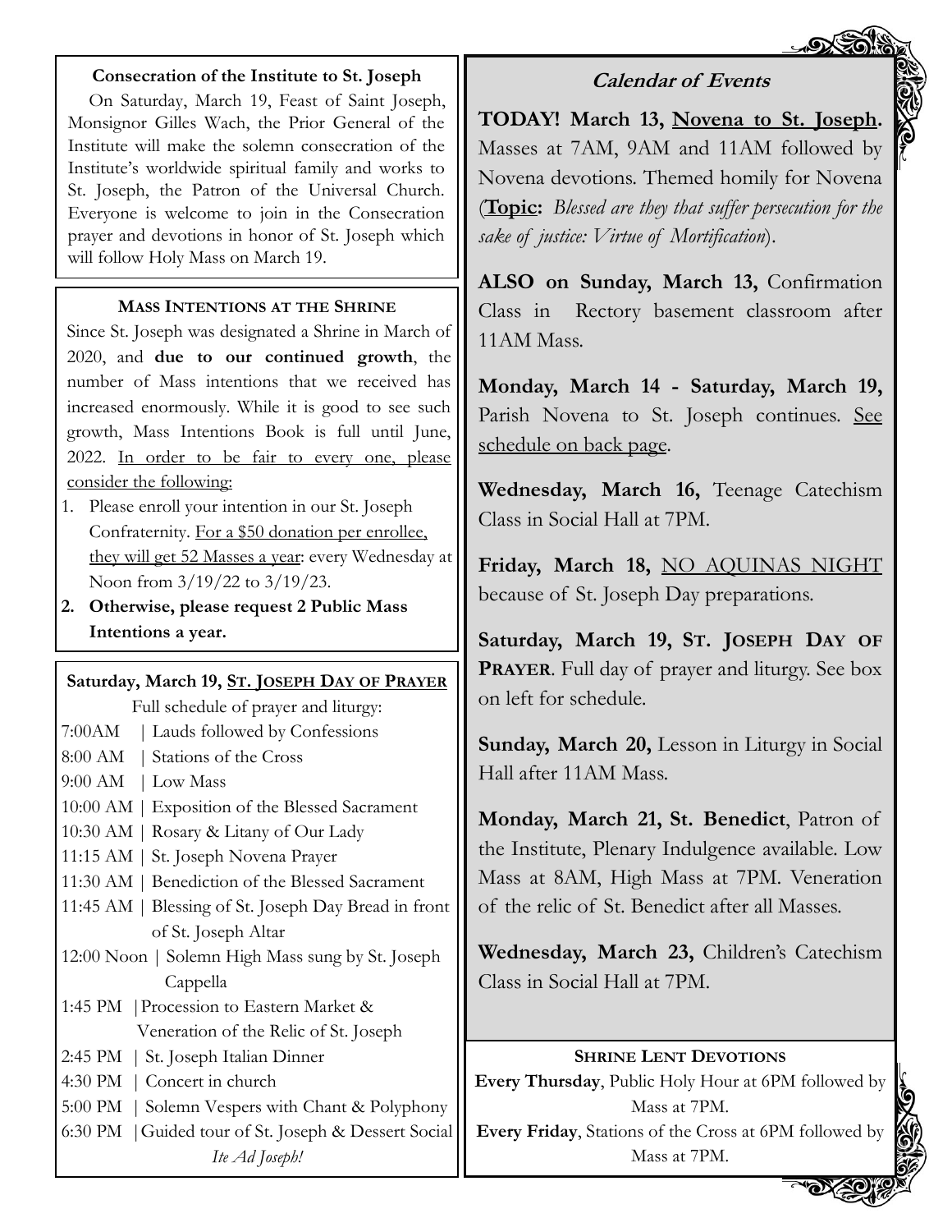### Consecration of the Institute to St. Joseph

On Saturday, March 19, Feast of Saint Joseph, Monsignor Gilles Wach, the Prior General of the Institute will make the solemn consecration of the Institute's worldwide spiritual family and works to St. Joseph, the Patron of the Universal Church. Everyone is welcome to join in the Consecration prayer and devotions in honor of St. Joseph which will follow Holy Mass on March 19.

### MASS INTENTIONS AT THE SHRINE

Since St. Joseph was designated a Shrine in March of 2020, and **due to our continued growth**, the number of Mass intentions that we received has increased enormously. While it is good to see such growth, Mass Intentions Book is full until June, 2022. In order to be fair to every one, please consider the following:

1. Please enroll your intention in our St. Joseph Confraternity. For a $50 donation per enrollee, they will get 52 Masses a year: every Wednesday at Noon from 3/19/22 to 3/19/23.
2. **Otherwise, please request 2 Public Mass Intentions a year.**

### Saturday, March 19, ST. JOSEPH DAY OF PRAYER

Full schedule of prayer and liturgy:

- 7:00AM | Lauds followed by Confessions
- 8:00 AM | Stations of the Cross
- 9:00 AM | Low Mass
- 10:00 AM | Exposition of the Blessed Sacrament
- 10:30 AM | Rosary & Litany of Our Lady
- 11:15 AM | St. Joseph Novena Prayer
- 11:30 AM | Benediction of the Blessed Sacrament
- 11:45 AM | Blessing of St. Joseph Day Bread in front of St. Joseph Altar
- 12:00 Noon | Solemn High Mass sung by St. Joseph Cappella
- 1:45 PM | Procession to Eastern Market & Veneration of the Relic of St. Joseph
- 2:45 PM | St. Joseph Italian Dinner
- 4:30 PM | Concert in church
- 5:00 PM | Solemn Vespers with Chant & Polyphony
- 6:30 PM | Guided tour of St. Joseph & Dessert Social

*Ite Ad Joseph!*

## Calendar of Events

**TODAY! March 13, Novena to St. Joseph.** Masses at 7AM, 9AM and 11AM followed by Novena devotions. Themed homily for Novena (**Topic:** *Blessed are they that suffer persecution for the sake of justice: Virtue of Mortification*).

**ALSO on Sunday, March 13,** Confirmation Class in Rectory basement classroom after 11AM Mass.

**Monday, March 14 - Saturday, March 19,** Parish Novena to St. Joseph continues. See schedule on back page.

**Wednesday, March 16,** Teenage Catechism Class in Social Hall at 7PM.

**Friday, March 18,** NO AQUINAS NIGHT because of St. Joseph Day preparations.

**Saturday, March 19, ST. JOSEPH DAY OF PRAYER**. Full day of prayer and liturgy. See box on left for schedule.

**Sunday, March 20,** Lesson in Liturgy in Social Hall after 11AM Mass.

**Monday, March 21, St. Benedict**, Patron of the Institute, Plenary Indulgence available. Low Mass at 8AM, High Mass at 7PM. Veneration of the relic of St. Benedict after all Masses.

**Wednesday, March 23,** Children's Catechism Class in Social Hall at 7PM.

### SHRINE LENT DEVOTIONS

**Every Thursday**, Public Holy Hour at 6PM followed by Mass at 7PM.

**Every Friday**, Stations of the Cross at 6PM followed by Mass at 7PM.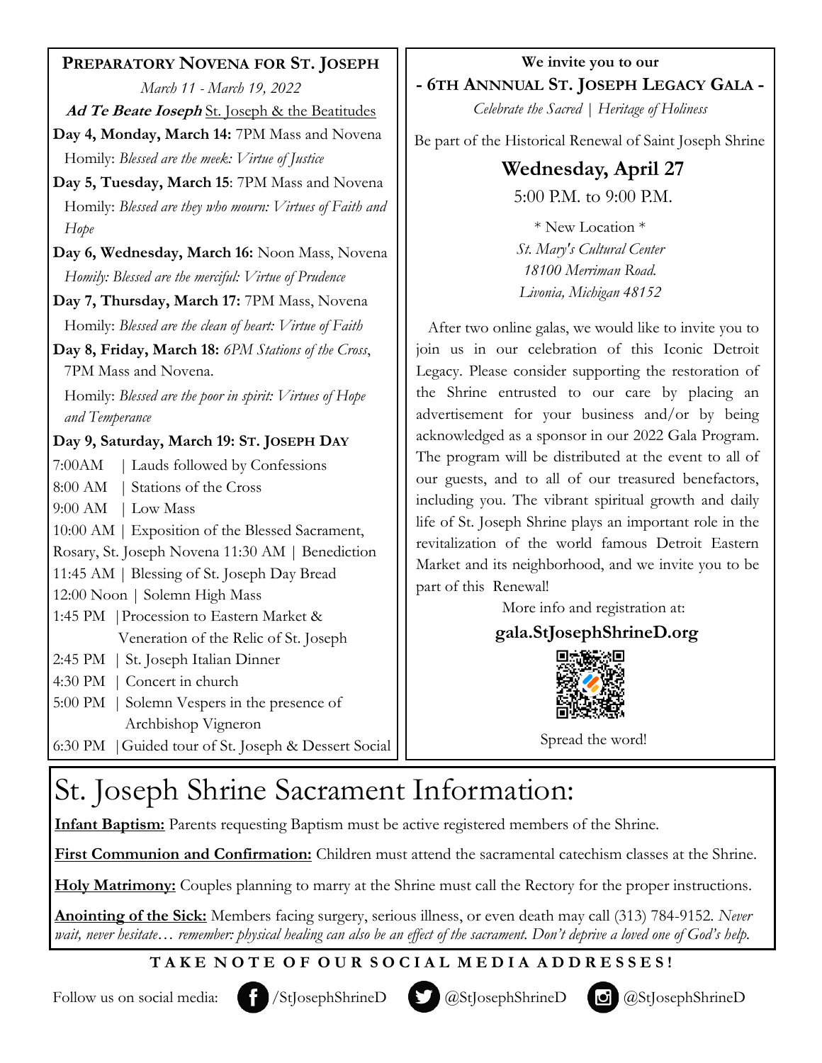## Preparatory Novena for St. Joseph

*March 11 - March 19, 2022*

***Ad Te Beate Ioseph*** St. Joseph & the Beatitudes

**Day 4, Monday, March 14:** 7PM Mass and Novena
Homily: *Blessed are the meek: Virtue of Justice*

**Day 5, Tuesday, March 15**: 7PM Mass and Novena
Homily: *Blessed are they who mourn: Virtues of Faith and Hope*

**Day 6, Wednesday, March 16:** Noon Mass, Novena
*Homily: Blessed are the merciful: Virtue of Prudence*

**Day 7, Thursday, March 17:** 7PM Mass, Novena
Homily: *Blessed are the clean of heart: Virtue of Faith*

**Day 8, Friday, March 18:** *6PM Stations of the Cross*, 7PM Mass and Novena.
Homily: *Blessed are the poor in spirit: Virtues of Hope and Temperance*

**Day 9, Saturday, March 19: St. Joseph Day**

7:00AM | Lauds followed by Confessions
8:00 AM | Stations of the Cross
9:00 AM | Low Mass
10:00 AM | Exposition of the Blessed Sacrament, Rosary, St. Joseph Novena 11:30 AM | Benediction
11:45 AM | Blessing of St. Joseph Day Bread
12:00 Noon | Solemn High Mass
1:45 PM | Procession to Eastern Market & Veneration of the Relic of St. Joseph
2:45 PM | St. Joseph Italian Dinner
4:30 PM | Concert in church
5:00 PM | Solemn Vespers in the presence of Archbishop Vigneron
6:30 PM | Guided tour of St. Joseph & Dessert Social

**We invite you to our**

## - 6th Annnual St. Joseph Legacy Gala -

*Celebrate the Sacred | Heritage of Holiness*

Be part of the Historical Renewal of Saint Joseph Shrine

**Wednesday, April 27**

5:00 P.M. to 9:00 P.M.

\* New Location \*
*St. Mary's Cultural Center*
*18100 Merriman Road.*
*Livonia, Michigan 48152*

After two online galas, we would like to invite you to join us in our celebration of this Iconic Detroit Legacy. Please consider supporting the restoration of the Shrine entrusted to our care by placing an advertisement for your business and/or by being acknowledged as a sponsor in our 2022 Gala Program. The program will be distributed at the event to all of our guests, and to all of our treasured benefactors, including you. The vibrant spiritual growth and daily life of St. Joseph Shrine plays an important role in the revitalization of the world famous Detroit Eastern Market and its neighborhood, and we invite you to be part of this Renewal!

More info and registration at:

**gala.StJosephShrineD.org**

Spread the word!

# St. Joseph Shrine Sacrament Information:

**Infant Baptism:** Parents requesting Baptism must be active registered members of the Shrine.

**First Communion and Confirmation:** Children must attend the sacramental catechism classes at the Shrine.

**Holy Matrimony:** Couples planning to marry at the Shrine must call the Rectory for the proper instructions.

**Anointing of the Sick:** Members facing surgery, serious illness, or even death may call (313) 784-9152. *Never wait, never hesitate… remember: physical healing can also be an effect of the sacrament. Don't deprive a loved one of God's help.*

**TAKE NOTE OF OUR SOCIAL MEDIA ADDRESSES!**

Follow us on social media: /StJosephShrineD @StJosephShrineD @StJosephShrineD